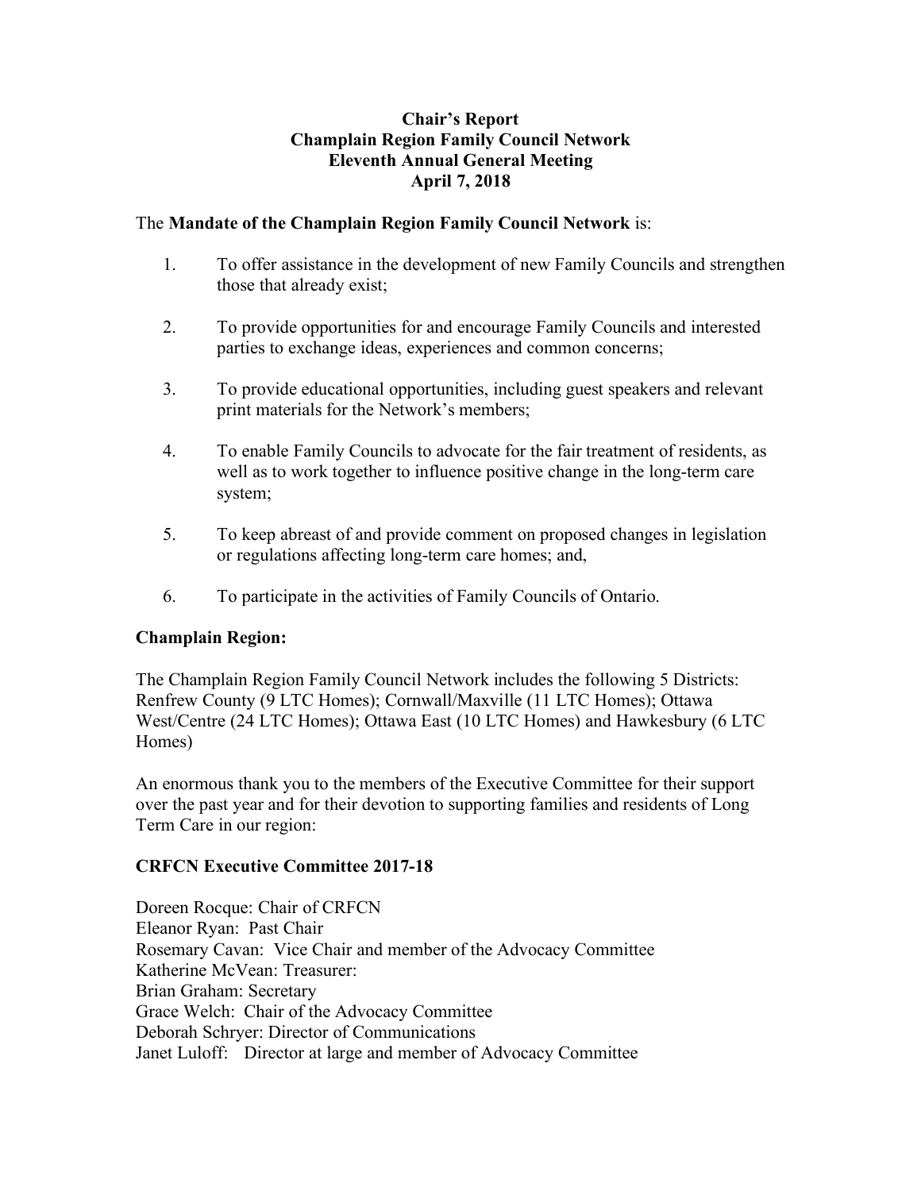**Chair's Report**
**Champlain Region Family Council Network**
**Eleventh Annual General Meeting**
**April 7, 2018**

The **Mandate of the Champlain Region Family Council Network** is:

1. To offer assistance in the development of new Family Councils and strengthen those that already exist;

2. To provide opportunities for and encourage Family Councils and interested parties to exchange ideas, experiences and common concerns;

3. To provide educational opportunities, including guest speakers and relevant print materials for the Network's members;

4. To enable Family Councils to advocate for the fair treatment of residents, as well as to work together to influence positive change in the long-term care system;

5. To keep abreast of and provide comment on proposed changes in legislation or regulations affecting long-term care homes; and,

6. To participate in the activities of Family Councils of Ontario.

**Champlain Region:**

The Champlain Region Family Council Network includes the following 5 Districts: Renfrew County (9 LTC Homes); Cornwall/Maxville (11 LTC Homes); Ottawa West/Centre (24 LTC Homes); Ottawa East (10 LTC Homes) and Hawkesbury (6 LTC Homes)

An enormous thank you to the members of the Executive Committee for their support over the past year and for their devotion to supporting families and residents of Long Term Care in our region:

**CRFCN Executive Committee 2017-18**

Doreen Rocque: Chair of CRFCN
Eleanor Ryan: Past Chair
Rosemary Cavan: Vice Chair and member of the Advocacy Committee
Katherine McVean: Treasurer:
Brian Graham: Secretary
Grace Welch: Chair of the Advocacy Committee
Deborah Schryer: Director of Communications
Janet Luloff: Director at large and member of Advocacy Committee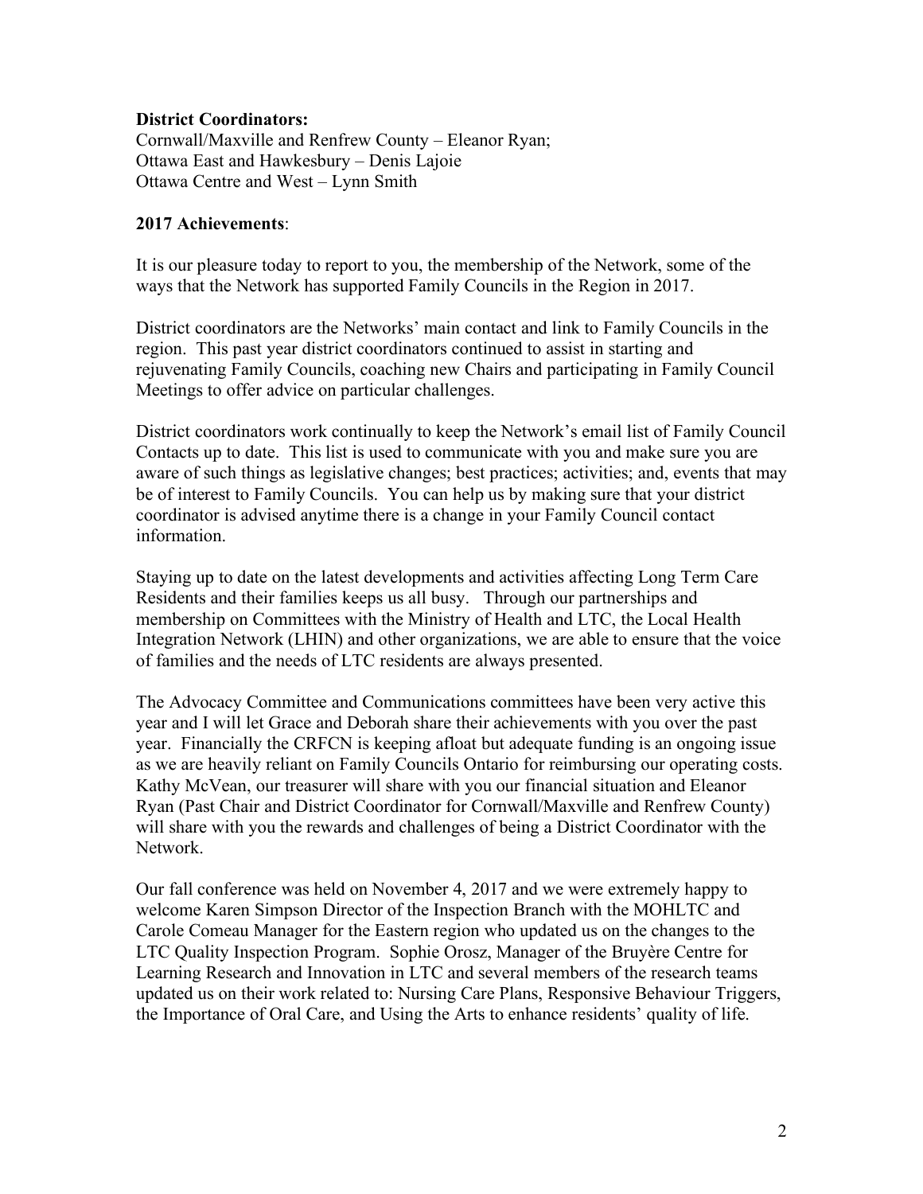**District Coordinators:**
Cornwall/Maxville and Renfrew County – Eleanor Ryan;
Ottawa East and Hawkesbury – Denis Lajoie
Ottawa Centre and West – Lynn Smith

**2017 Achievements**:

It is our pleasure today to report to you, the membership of the Network, some of the ways that the Network has supported Family Councils in the Region in 2017.

District coordinators are the Networks' main contact and link to Family Councils in the region. This past year district coordinators continued to assist in starting and rejuvenating Family Councils, coaching new Chairs and participating in Family Council Meetings to offer advice on particular challenges.

District coordinators work continually to keep the Network's email list of Family Council Contacts up to date. This list is used to communicate with you and make sure you are aware of such things as legislative changes; best practices; activities; and, events that may be of interest to Family Councils. You can help us by making sure that your district coordinator is advised anytime there is a change in your Family Council contact information.

Staying up to date on the latest developments and activities affecting Long Term Care Residents and their families keeps us all busy. Through our partnerships and membership on Committees with the Ministry of Health and LTC, the Local Health Integration Network (LHIN) and other organizations, we are able to ensure that the voice of families and the needs of LTC residents are always presented.

The Advocacy Committee and Communications committees have been very active this year and I will let Grace and Deborah share their achievements with you over the past year. Financially the CRFCN is keeping afloat but adequate funding is an ongoing issue as we are heavily reliant on Family Councils Ontario for reimbursing our operating costs. Kathy McVean, our treasurer will share with you our financial situation and Eleanor Ryan (Past Chair and District Coordinator for Cornwall/Maxville and Renfrew County) will share with you the rewards and challenges of being a District Coordinator with the Network.

Our fall conference was held on November 4, 2017 and we were extremely happy to welcome Karen Simpson Director of the Inspection Branch with the MOHLTC and Carole Comeau Manager for the Eastern region who updated us on the changes to the LTC Quality Inspection Program. Sophie Orosz, Manager of the Bruyère Centre for Learning Research and Innovation in LTC and several members of the research teams updated us on their work related to: Nursing Care Plans, Responsive Behaviour Triggers, the Importance of Oral Care, and Using the Arts to enhance residents' quality of life.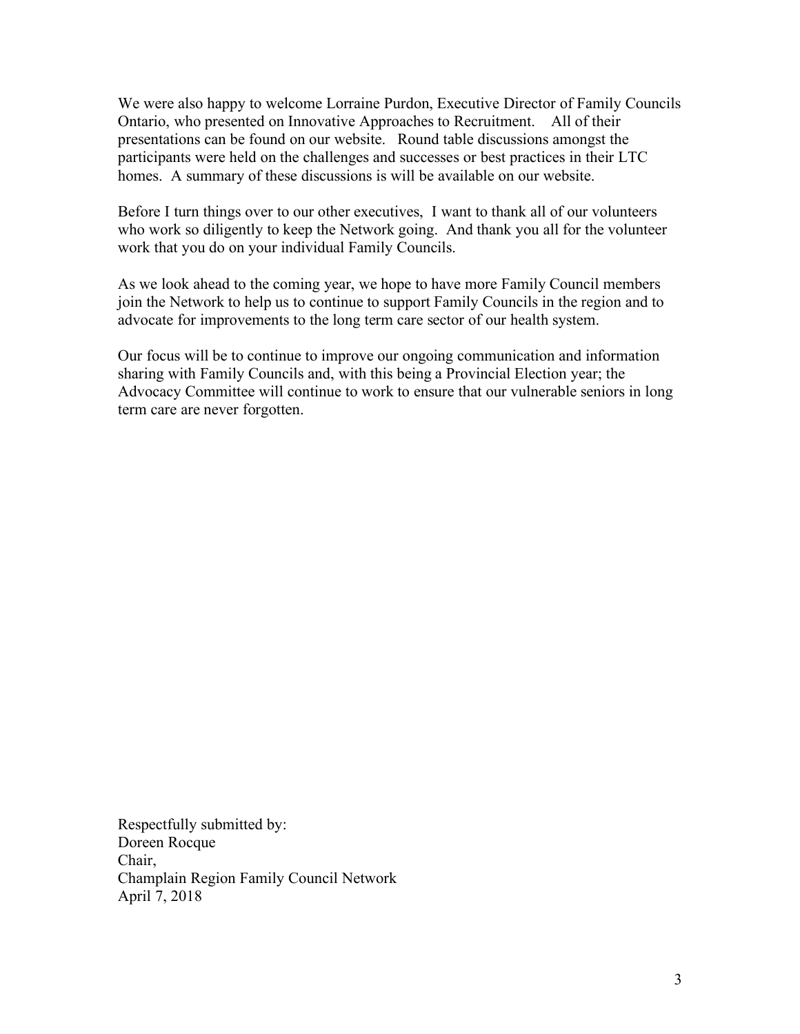We were also happy to welcome Lorraine Purdon, Executive Director of Family Councils Ontario, who presented on Innovative Approaches to Recruitment. All of their presentations can be found on our website. Round table discussions amongst the participants were held on the challenges and successes or best practices in their LTC homes. A summary of these discussions is will be available on our website.

Before I turn things over to our other executives, I want to thank all of our volunteers who work so diligently to keep the Network going. And thank you all for the volunteer work that you do on your individual Family Councils.

As we look ahead to the coming year, we hope to have more Family Council members join the Network to help us to continue to support Family Councils in the region and to advocate for improvements to the long term care sector of our health system.

Our focus will be to continue to improve our ongoing communication and information sharing with Family Councils and, with this being a Provincial Election year; the Advocacy Committee will continue to work to ensure that our vulnerable seniors in long term care are never forgotten.

Respectfully submitted by:
Doreen Rocque
Chair,
Champlain Region Family Council Network
April 7, 2018